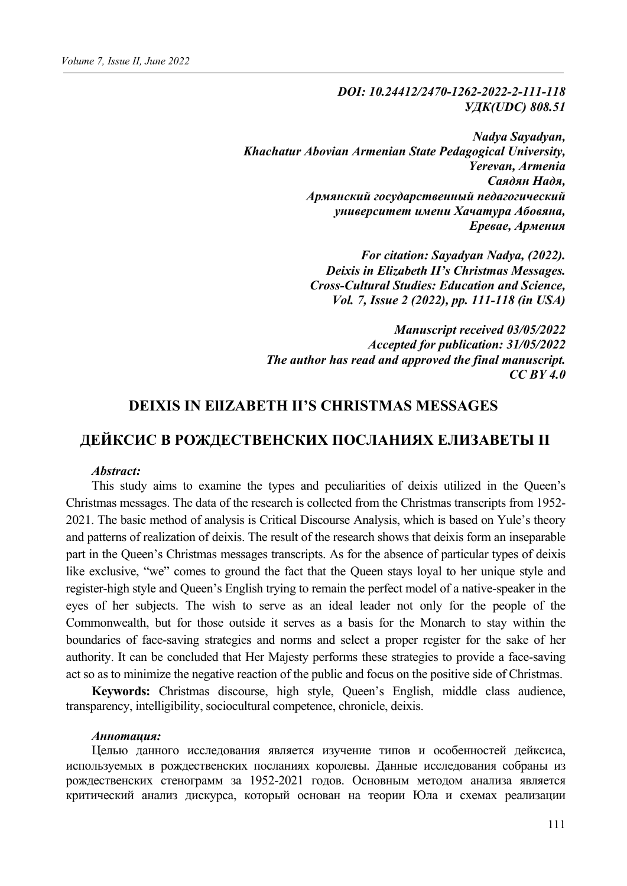***DOI: 10.24412/2470-1262-2022-2-111-118***
***УДК(UDC) 808.51***

***Nadya Sayadyan,***
***Khachatur Abovian Armenian State Pedagogical University,***
***Yerevan, Armenia***
***Саядян Надя,***
***Армянский государственный педагогический***
***университет имени Хачатура Абовяна,***
***Еревае, Армения***

***For citation: Sayadyan Nadya, (2022).***
***Deixis in Elizabeth II's Christmas Messages.***
***Cross-Cultural Studies: Education and Science,***
***Vol. 7, Issue 2 (2022), pp. 111-118 (in USA)***

***Manuscript received 03/05/2022***
***Accepted for publication: 31/05/2022***
***The author has read and approved the final manuscript.***
***CC BY 4.0***

# DEIXIS IN ElIZABETH II'S CHRISTMAS MESSAGES

# ДЕЙКСИС В РОЖДЕСТВЕНСКИХ ПОСЛАНИЯХ ЕЛИЗАВЕТЫ II

***Abstract:***

This study aims to examine the types and peculiarities of deixis utilized in the Queen's Christmas messages. The data of the research is collected from the Christmas transcripts from 1952-2021. The basic method of analysis is Critical Discourse Analysis, which is based on Yule's theory and patterns of realization of deixis. The result of the research shows that deixis form an inseparable part in the Queen's Christmas messages transcripts. As for the absence of particular types of deixis like exclusive, "we" comes to ground the fact that the Queen stays loyal to her unique style and register-high style and Queen's English trying to remain the perfect model of a native-speaker in the eyes of her subjects. The wish to serve as an ideal leader not only for the people of the Commonwealth, but for those outside it serves as a basis for the Monarch to stay within the boundaries of face-saving strategies and norms and select a proper register for the sake of her authority. It can be concluded that Her Majesty performs these strategies to provide a face-saving act so as to minimize the negative reaction of the public and focus on the positive side of Christmas.

**Keywords:** Christmas discourse, high style, Queen's English, middle class audience, transparency, intelligibility, sociocultural competence, chronicle, deixis.

***Аннотация:***

Целью данного исследования является изучение типов и особенностей дейксиса, используемых в рождественских посланиях королевы. Данные исследования собраны из рождественских стенограмм за 1952-2021 годов. Основным методом анализа является критический анализ дискурса, который основан на теории Юла и схемах реализации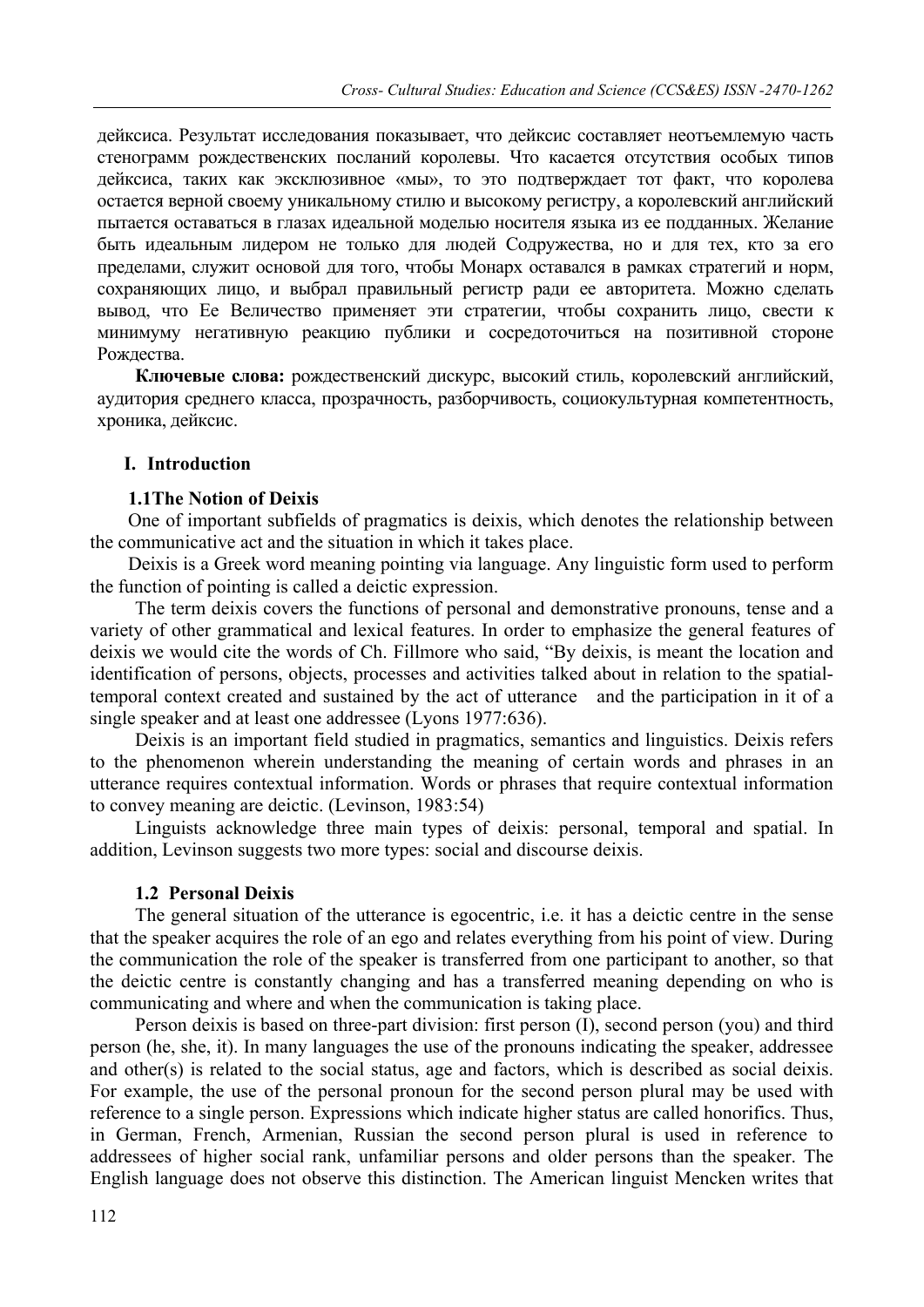дейксиса. Результат исследования показывает, что дейксис составляет неотъемлемую часть стенограмм рождественских посланий королевы. Что касается отсутствия особых типов дейксиса, таких как эксклюзивное «мы», то это подтверждает тот факт, что королева остается верной своему уникальному стилю и высокому регистру, а королевский английский пытается оставаться в глазах идеальной моделью носителя языка из ее подданных. Желание быть идеальным лидером не только для людей Содружества, но и для тех, кто за его пределами, служит основой для того, чтобы Монарх оставался в рамках стратегий и норм, сохраняющих лицо, и выбрал правильный регистр ради ее авторитета. Можно сделать вывод, что Ее Величество применяет эти стратегии, чтобы сохранить лицо, свести к минимуму негативную реакцию публики и сосредоточиться на позитивной стороне Рождества.

**Ключевые слова:** рождественский дискурс, высокий стиль, королевский английский, аудитория среднего класса, прозрачность, разборчивость, социокультурная компетентность, хроника, дейксис.

## I. Introduction

### 1.1 The Notion of Deixis

One of important subfields of pragmatics is deixis, which denotes the relationship between the communicative act and the situation in which it takes place.

Deixis is a Greek word meaning pointing via language. Any linguistic form used to perform the function of pointing is called a deictic expression.

The term deixis covers the functions of personal and demonstrative pronouns, tense and a variety of other grammatical and lexical features. In order to emphasize the general features of deixis we would cite the words of Ch. Fillmore who said, "By deixis, is meant the location and identification of persons, objects, processes and activities talked about in relation to the spatial-temporal context created and sustained by the act of utterance and the participation in it of a single speaker and at least one addressee (Lyons 1977:636).

Deixis is an important field studied in pragmatics, semantics and linguistics. Deixis refers to the phenomenon wherein understanding the meaning of certain words and phrases in an utterance requires contextual information. Words or phrases that require contextual information to convey meaning are deictic. (Levinson, 1983:54)

Linguists acknowledge three main types of deixis: personal, temporal and spatial. In addition, Levinson suggests two more types: social and discourse deixis.

### 1.2 Personal Deixis

The general situation of the utterance is egocentric, i.e. it has a deictic centre in the sense that the speaker acquires the role of an ego and relates everything from his point of view. During the communication the role of the speaker is transferred from one participant to another, so that the deictic centre is constantly changing and has a transferred meaning depending on who is communicating and where and when the communication is taking place.

Person deixis is based on three-part division: first person (I), second person (you) and third person (he, she, it). In many languages the use of the pronouns indicating the speaker, addressee and other(s) is related to the social status, age and factors, which is described as social deixis. For example, the use of the personal pronoun for the second person plural may be used with reference to a single person. Expressions which indicate higher status are called honorifics. Thus, in German, French, Armenian, Russian the second person plural is used in reference to addressees of higher social rank, unfamiliar persons and older persons than the speaker. The English language does not observe this distinction. The American linguist Mencken writes that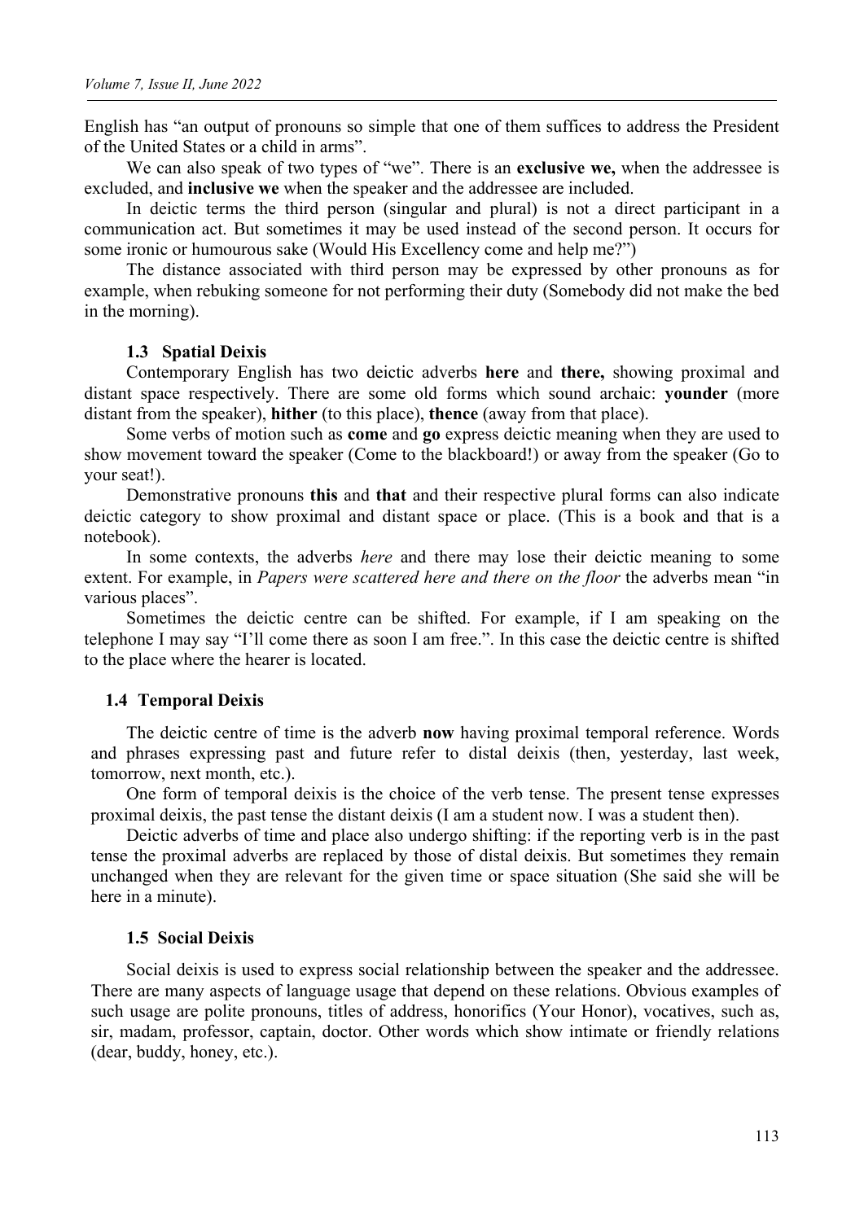English has "an output of pronouns so simple that one of them suffices to address the President of the United States or a child in arms".

We can also speak of two types of "we". There is an **exclusive we,** when the addressee is excluded, and **inclusive we** when the speaker and the addressee are included.

In deictic terms the third person (singular and plural) is not a direct participant in a communication act. But sometimes it may be used instead of the second person. It occurs for some ironic or humourous sake (Would His Excellency come and help me?")

The distance associated with third person may be expressed by other pronouns as for example, when rebuking someone for not performing their duty (Somebody did not make the bed in the morning).

### 1.3 Spatial Deixis

Contemporary English has two deictic adverbs **here** and **there,** showing proximal and distant space respectively. There are some old forms which sound archaic: **younder** (more distant from the speaker), **hither** (to this place), **thence** (away from that place).

Some verbs of motion such as **come** and **go** express deictic meaning when they are used to show movement toward the speaker (Come to the blackboard!) or away from the speaker (Go to your seat!).

Demonstrative pronouns **this** and **that** and their respective plural forms can also indicate deictic category to show proximal and distant space or place. (This is a book and that is a notebook).

In some contexts, the adverbs *here* and there may lose their deictic meaning to some extent. For example, in *Papers were scattered here and there on the floor* the adverbs mean "in various places".

Sometimes the deictic centre can be shifted. For example, if I am speaking on the telephone I may say "I'll come there as soon I am free.". In this case the deictic centre is shifted to the place where the hearer is located.

### 1.4 Temporal Deixis

The deictic centre of time is the adverb **now** having proximal temporal reference. Words and phrases expressing past and future refer to distal deixis (then, yesterday, last week, tomorrow, next month, etc.).

One form of temporal deixis is the choice of the verb tense. The present tense expresses proximal deixis, the past tense the distant deixis (I am a student now. I was a student then).

Deictic adverbs of time and place also undergo shifting: if the reporting verb is in the past tense the proximal adverbs are replaced by those of distal deixis. But sometimes they remain unchanged when they are relevant for the given time or space situation (She said she will be here in a minute).

### 1.5 Social Deixis

Social deixis is used to express social relationship between the speaker and the addressee. There are many aspects of language usage that depend on these relations. Obvious examples of such usage are polite pronouns, titles of address, honorifics (Your Honor), vocatives, such as, sir, madam, professor, captain, doctor. Other words which show intimate or friendly relations (dear, buddy, honey, etc.).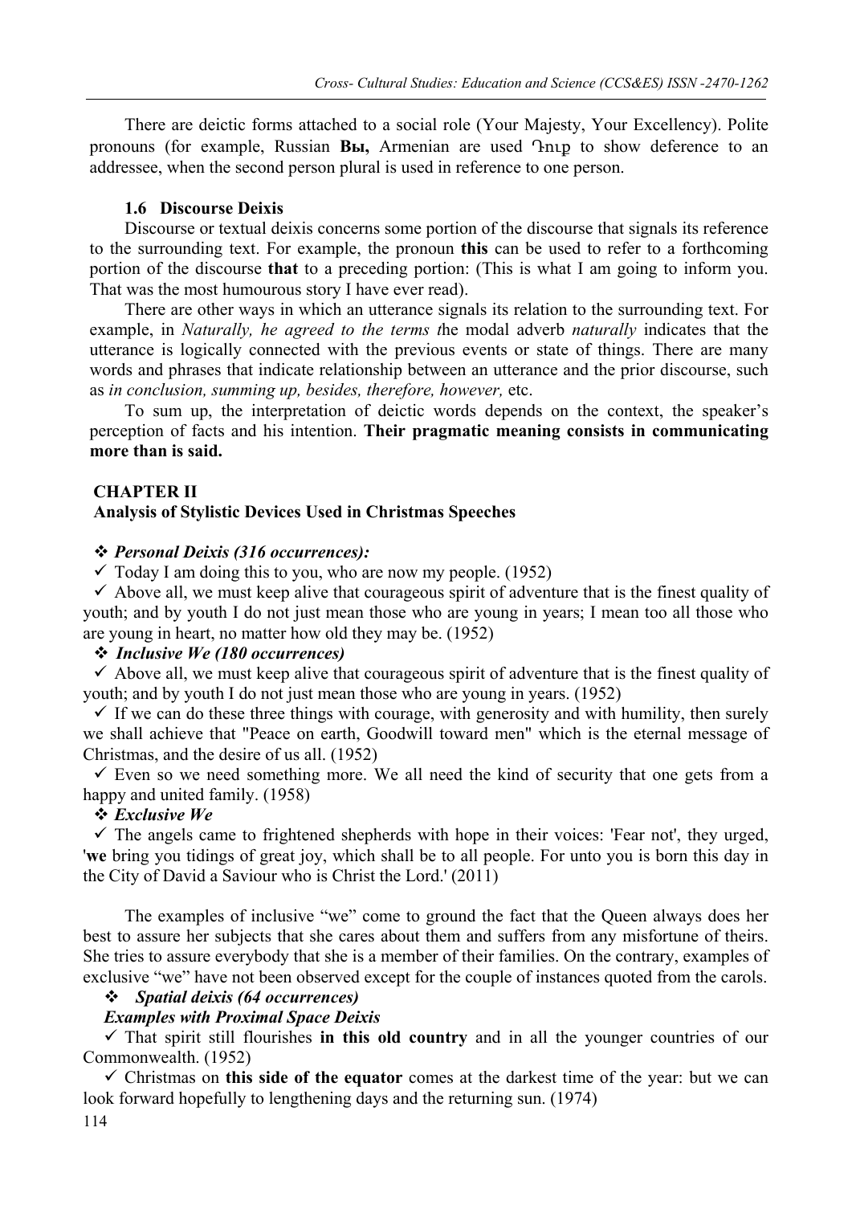There are deictic forms attached to a social role (Your Majesty, Your Excellency). Polite pronouns (for example, Russian **Вы,** Armenian are used Դուք to show deference to an addressee, when the second person plural is used in reference to one person.

### 1.6 Discourse Deixis

Discourse or textual deixis concerns some portion of the discourse that signals its reference to the surrounding text. For example, the pronoun **this** can be used to refer to a forthcoming portion of the discourse **that** to a preceding portion: (This is what I am going to inform you. That was the most humourous story I have ever read).

There are other ways in which an utterance signals its relation to the surrounding text. For example, in *Naturally, he agreed to the terms t*he modal adverb *naturally* indicates that the utterance is logically connected with the previous events or state of things. There are many words and phrases that indicate relationship between an utterance and the prior discourse, such as *in conclusion, summing up, besides, therefore, however,* etc.

To sum up, the interpretation of deictic words depends on the context, the speaker's perception of facts and his intention. **Their pragmatic meaning consists in communicating more than is said.**

## CHAPTER II
## Analysis of Stylistic Devices Used in Christmas Speeches

❖ ***Personal Deixis (316 occurrences):***

✓ Today I am doing this to you, who are now my people. (1952)

✓ Above all, we must keep alive that courageous spirit of adventure that is the finest quality of youth; and by youth I do not just mean those who are young in years; I mean too all those who are young in heart, no matter how old they may be. (1952)

❖ ***Inclusive We (180 occurrences)***

✓ Above all, we must keep alive that courageous spirit of adventure that is the finest quality of youth; and by youth I do not just mean those who are young in years. (1952)

✓ If we can do these three things with courage, with generosity and with humility, then surely we shall achieve that "Peace on earth, Goodwill toward men" which is the eternal message of Christmas, and the desire of us all. (1952)

✓ Even so we need something more. We all need the kind of security that one gets from a happy and united family. (1958)

❖ ***Exclusive We***

✓ The angels came to frightened shepherds with hope in their voices: 'Fear not', they urged, '**we** bring you tidings of great joy, which shall be to all people. For unto you is born this day in the City of David a Saviour who is Christ the Lord.' (2011)

The examples of inclusive "we" come to ground the fact that the Queen always does her best to assure her subjects that she cares about them and suffers from any misfortune of theirs. She tries to assure everybody that she is a member of their families. On the contrary, examples of exclusive "we" have not been observed except for the couple of instances quoted from the carols.

❖ ***Spatial deixis (64 occurrences)***

***Examples with Proximal Space Deixis***

✓ That spirit still flourishes **in this old country** and in all the younger countries of our Commonwealth. (1952)

✓ Christmas on **this side of the equator** comes at the darkest time of the year: but we can look forward hopefully to lengthening days and the returning sun. (1974)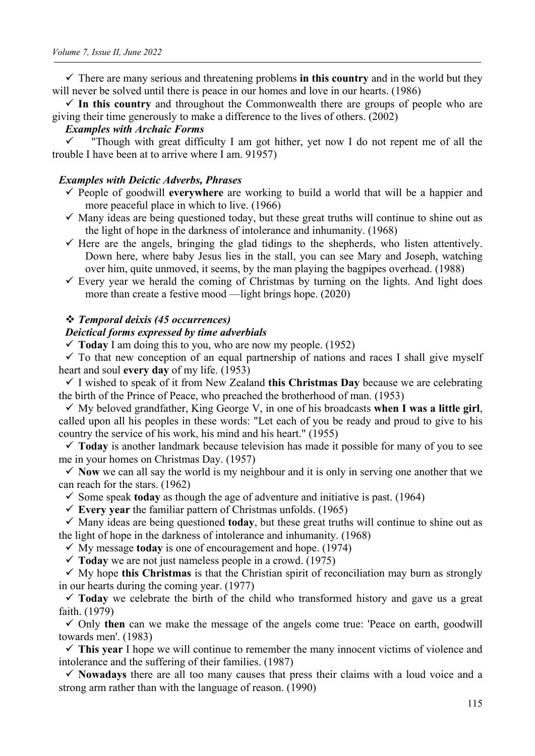- ✓ There are many serious and threatening problems **in this country** and in the world but they will never be solved until there is peace in our homes and love in our hearts. (1986)
- ✓ **In this country** and throughout the Commonwealth there are groups of people who are giving their time generously to make a difference to the lives of others. (2002)

***Examples with Archaic Forms***

- ✓ "Though with great difficulty I am got hither, yet now I do not repent me of all the trouble I have been at to arrive where I am. 91957)

***Examples with Deictic Adverbs, Phrases***

- ✓ People of goodwill **everywhere** are working to build a world that will be a happier and more peaceful place in which to live. (1966)
- ✓ Many ideas are being questioned today, but these great truths will continue to shine out as the light of hope in the darkness of intolerance and inhumanity. (1968)
- ✓ Here are the angels, bringing the glad tidings to the shepherds, who listen attentively. Down here, where baby Jesus lies in the stall, you can see Mary and Joseph, watching over him, quite unmoved, it seems, by the man playing the bagpipes overhead. (1988)
- ✓ Every year we herald the coming of Christmas by turning on the lights. And light does more than create a festive mood —light brings hope. (2020)

❖ ***Temporal deixis (45 occurrences)***

***Deictical forms expressed by time adverbials***

- ✓ **Today** I am doing this to you, who are now my people. (1952)
- ✓ To that new conception of an equal partnership of nations and races I shall give myself heart and soul **every day** of my life. (1953)
- ✓ I wished to speak of it from New Zealand **this Christmas Day** because we are celebrating the birth of the Prince of Peace, who preached the brotherhood of man. (1953)
- ✓ My beloved grandfather, King George V, in one of his broadcasts **when I was a little girl**, called upon all his peoples in these words: "Let each of you be ready and proud to give to his country the service of his work, his mind and his heart." (1955)
- ✓ **Today** is another landmark because television has made it possible for many of you to see me in your homes on Christmas Day. (1957)
- ✓ **Now** we can all say the world is my neighbour and it is only in serving one another that we can reach for the stars. (1962)
- ✓ Some speak **today** as though the age of adventure and initiative is past. (1964)
- ✓ **Every year** the familiar pattern of Christmas unfolds. (1965)
- ✓ Many ideas are being questioned **today**, but these great truths will continue to shine out as the light of hope in the darkness of intolerance and inhumanity. (1968)
- ✓ My message **today** is one of encouragement and hope. (1974)
- ✓ **Today** we are not just nameless people in a crowd. (1975)
- ✓ My hope **this Christmas** is that the Christian spirit of reconciliation may burn as strongly in our hearts during the coming year. (1977)
- ✓ **Today** we celebrate the birth of the child who transformed history and gave us a great faith. (1979)
- ✓ Only **then** can we make the message of the angels come true: 'Peace on earth, goodwill towards men'. (1983)
- ✓ **This year** I hope we will continue to remember the many innocent victims of violence and intolerance and the suffering of their families. (1987)
- ✓ **Nowadays** there are all too many causes that press their claims with a loud voice and a strong arm rather than with the language of reason. (1990)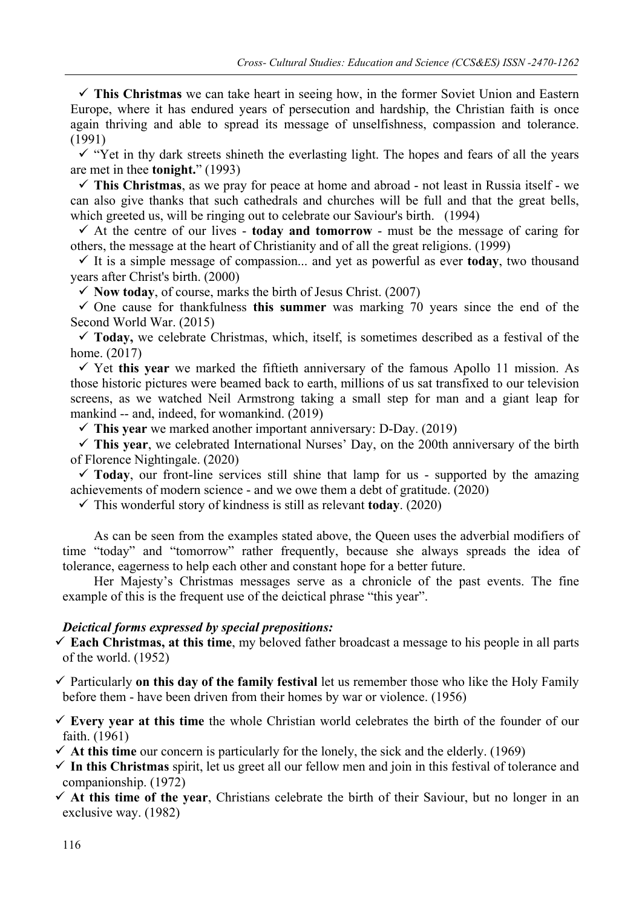- ✓ **This Christmas** we can take heart in seeing how, in the former Soviet Union and Eastern Europe, where it has endured years of persecution and hardship, the Christian faith is once again thriving and able to spread its message of unselfishness, compassion and tolerance. (1991)
- ✓ "Yet in thy dark streets shineth the everlasting light. The hopes and fears of all the years are met in thee **tonight.**" (1993)
- ✓ **This Christmas**, as we pray for peace at home and abroad - not least in Russia itself - we can also give thanks that such cathedrals and churches will be full and that the great bells, which greeted us, will be ringing out to celebrate our Saviour's birth. (1994)
- ✓ At the centre of our lives - **today and tomorrow** - must be the message of caring for others, the message at the heart of Christianity and of all the great religions. (1999)
- ✓ It is a simple message of compassion... and yet as powerful as ever **today**, two thousand years after Christ's birth. (2000)
- ✓ **Now today**, of course, marks the birth of Jesus Christ. (2007)
- ✓ One cause for thankfulness **this summer** was marking 70 years since the end of the Second World War. (2015)
- ✓ **Today,** we celebrate Christmas, which, itself, is sometimes described as a festival of the home. (2017)
- ✓ Yet **this year** we marked the fiftieth anniversary of the famous Apollo 11 mission. As those historic pictures were beamed back to earth, millions of us sat transfixed to our television screens, as we watched Neil Armstrong taking a small step for man and a giant leap for mankind -- and, indeed, for womankind. (2019)
- ✓ **This year** we marked another important anniversary: D-Day. (2019)
- ✓ **This year**, we celebrated International Nurses' Day, on the 200th anniversary of the birth of Florence Nightingale. (2020)
- ✓ **Today**, our front-line services still shine that lamp for us - supported by the amazing achievements of modern science - and we owe them a debt of gratitude. (2020)
- ✓ This wonderful story of kindness is still as relevant **today**. (2020)

As can be seen from the examples stated above, the Queen uses the adverbial modifiers of time "today" and "tomorrow" rather frequently, because she always spreads the idea of tolerance, eagerness to help each other and constant hope for a better future.

Her Majesty's Christmas messages serve as a chronicle of the past events. The fine example of this is the frequent use of the deictical phrase "this year".

***Deictical forms expressed by special prepositions:***

- ✓ **Each Christmas, at this time**, my beloved father broadcast a message to his people in all parts of the world. (1952)
- ✓ Particularly **on this day of the family festival** let us remember those who like the Holy Family before them - have been driven from their homes by war or violence. (1956)
- ✓ **Every year at this time** the whole Christian world celebrates the birth of the founder of our faith. (1961)
- ✓ **At this time** our concern is particularly for the lonely, the sick and the elderly. (1969)
- ✓ **In this Christmas** spirit, let us greet all our fellow men and join in this festival of tolerance and companionship. (1972)
- ✓ **At this time of the year**, Christians celebrate the birth of their Saviour, but no longer in an exclusive way. (1982)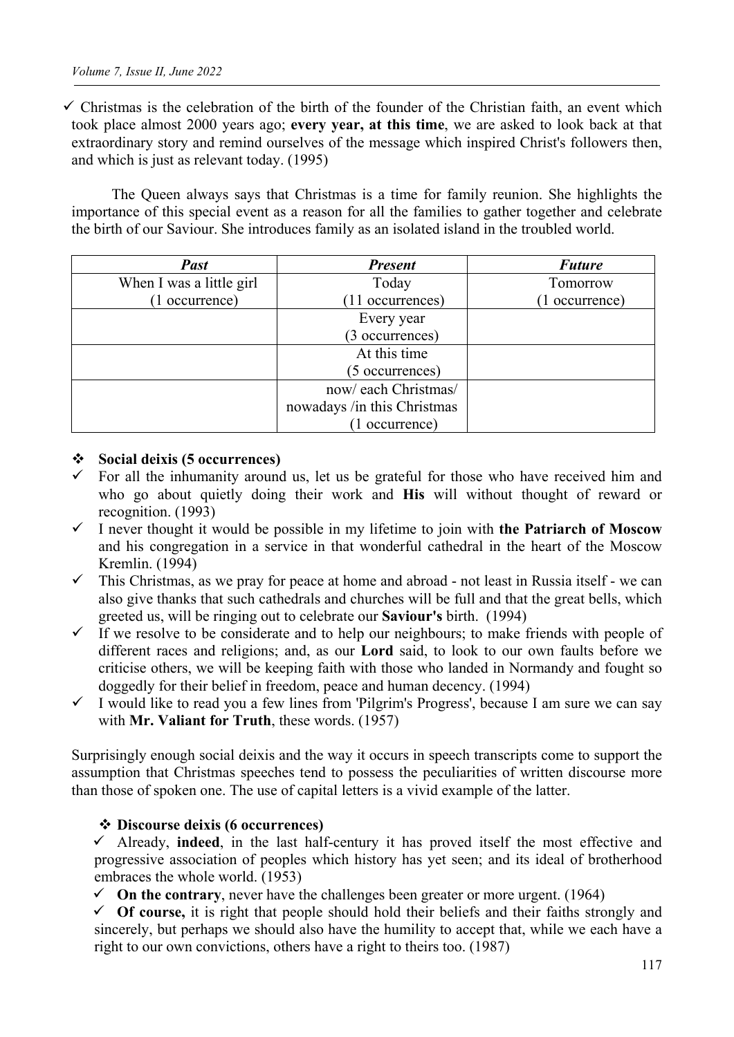- ✓ Christmas is the celebration of the birth of the founder of the Christian faith, an event which took place almost 2000 years ago; **every year, at this time**, we are asked to look back at that extraordinary story and remind ourselves of the message which inspired Christ's followers then, and which is just as relevant today. (1995)

The Queen always says that Christmas is a time for family reunion. She highlights the importance of this special event as a reason for all the families to gather together and celebrate the birth of our Saviour. She introduces family as an isolated island in the troubled world.

| *Past* | *Present* | *Future* |
|---|---|---|
| When I was a little girl (1 occurrence) | Today (11 occurrences) | Tomorrow (1 occurrence) |
| | Every year (3 occurrences) | |
| | At this time (5 occurrences) | |
| | now/ each Christmas/ nowadays /in this Christmas (1 occurrence) | |

- ❖ **Social deixis (5 occurrences)**

- ✓ For all the inhumanity around us, let us be grateful for those who have received him and who go about quietly doing their work and **His** will without thought of reward or recognition. (1993)
- ✓ I never thought it would be possible in my lifetime to join with **the Patriarch of Moscow** and his congregation in a service in that wonderful cathedral in the heart of the Moscow Kremlin. (1994)
- ✓ This Christmas, as we pray for peace at home and abroad - not least in Russia itself - we can also give thanks that such cathedrals and churches will be full and that the great bells, which greeted us, will be ringing out to celebrate our **Saviour's** birth. (1994)
- ✓ If we resolve to be considerate and to help our neighbours; to make friends with people of different races and religions; and, as our **Lord** said, to look to our own faults before we criticise others, we will be keeping faith with those who landed in Normandy and fought so doggedly for their belief in freedom, peace and human decency. (1994)
- ✓ I would like to read you a few lines from 'Pilgrim's Progress', because I am sure we can say with **Mr. Valiant for Truth**, these words. (1957)

Surprisingly enough social deixis and the way it occurs in speech transcripts come to support the assumption that Christmas speeches tend to possess the peculiarities of written discourse more than those of spoken one. The use of capital letters is a vivid example of the latter.

- ❖ **Discourse deixis (6 occurrences)**

- ✓ Already, **indeed**, in the last half-century it has proved itself the most effective and progressive association of peoples which history has yet seen; and its ideal of brotherhood embraces the whole world. (1953)
- ✓ **On the contrary**, never have the challenges been greater or more urgent. (1964)
- ✓ **Of course,** it is right that people should hold their beliefs and their faiths strongly and sincerely, but perhaps we should also have the humility to accept that, while we each have a right to our own convictions, others have a right to theirs too. (1987)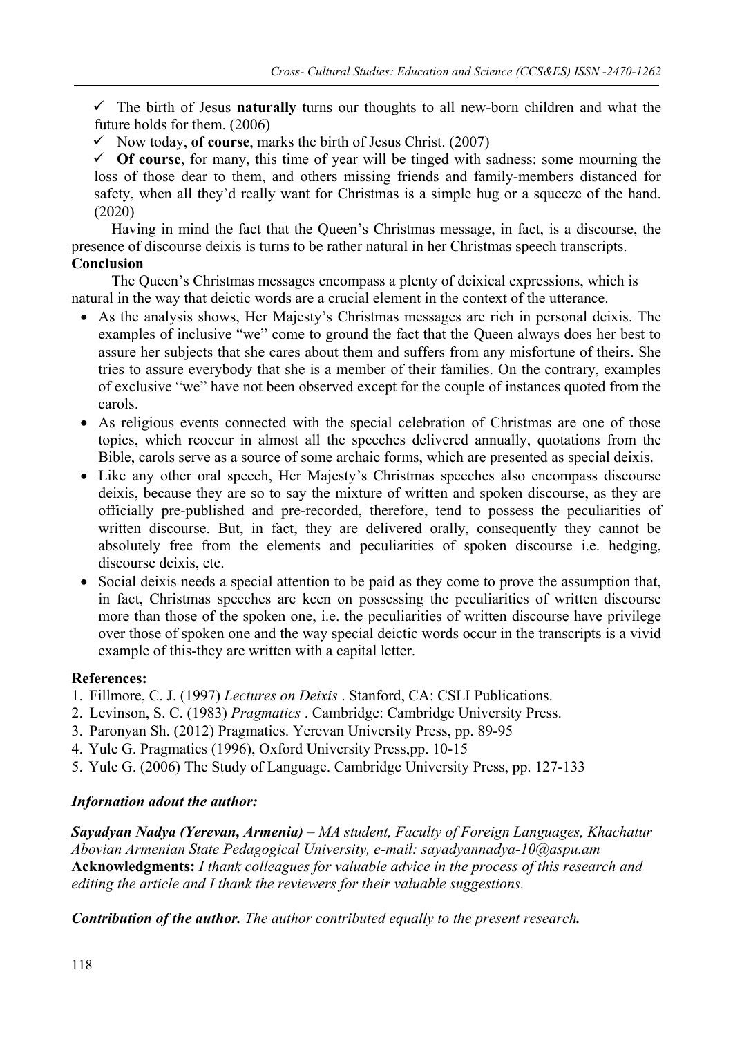- ✓ The birth of Jesus **naturally** turns our thoughts to all new-born children and what the future holds for them. (2006)
- ✓ Now today, **of course**, marks the birth of Jesus Christ. (2007)
- ✓ **Of course**, for many, this time of year will be tinged with sadness: some mourning the loss of those dear to them, and others missing friends and family-members distanced for safety, when all they'd really want for Christmas is a simple hug or a squeeze of the hand. (2020)

Having in mind the fact that the Queen's Christmas message, in fact, is a discourse, the presence of discourse deixis is turns to be rather natural in her Christmas speech transcripts.

**Conclusion**

The Queen's Christmas messages encompass a plenty of deixical expressions, which is natural in the way that deictic words are a crucial element in the context of the utterance.

- As the analysis shows, Her Majesty's Christmas messages are rich in personal deixis. The examples of inclusive "we" come to ground the fact that the Queen always does her best to assure her subjects that she cares about them and suffers from any misfortune of theirs. She tries to assure everybody that she is a member of their families. On the contrary, examples of exclusive "we" have not been observed except for the couple of instances quoted from the carols.
- As religious events connected with the special celebration of Christmas are one of those topics, which reoccur in almost all the speeches delivered annually, quotations from the Bible, carols serve as a source of some archaic forms, which are presented as special deixis.
- Like any other oral speech, Her Majesty's Christmas speeches also encompass discourse deixis, because they are so to say the mixture of written and spoken discourse, as they are officially pre-published and pre-recorded, therefore, tend to possess the peculiarities of written discourse. But, in fact, they are delivered orally, consequently they cannot be absolutely free from the elements and peculiarities of spoken discourse i.e. hedging, discourse deixis, etc.
- Social deixis needs a special attention to be paid as they come to prove the assumption that, in fact, Christmas speeches are keen on possessing the peculiarities of written discourse more than those of the spoken one, i.e. the peculiarities of written discourse have privilege over those of spoken one and the way special deictic words occur in the transcripts is a vivid example of this-they are written with a capital letter.

**References:**

1. Fillmore, C. J. (1997) *Lectures on Deixis* . Stanford, CA: CSLI Publications.
2. Levinson, S. C. (1983) *Pragmatics* . Cambridge: Cambridge University Press.
3. Paronyan Sh. (2012) Pragmatics. Yerevan University Press, pp. 89-95
4. Yule G. Pragmatics (1996), Oxford University Press,pp. 10-15
5. Yule G. (2006) The Study of Language. Cambridge University Press, pp. 127-133

***Infornation adout the author:***

***Sayadyan Nadya (Yerevan, Armenia)*** *– MA student, Faculty of Foreign Languages, Khachatur Abovian Armenian State Pedagogical University, e-mail: sayadyannadya-10@aspu.am*
**Acknowledgments:** *I thank colleagues for valuable advice in the process of this research and editing the article and I thank the reviewers for their valuable suggestions.*

***Contribution of the author.*** *The author contributed equally to the present research.*